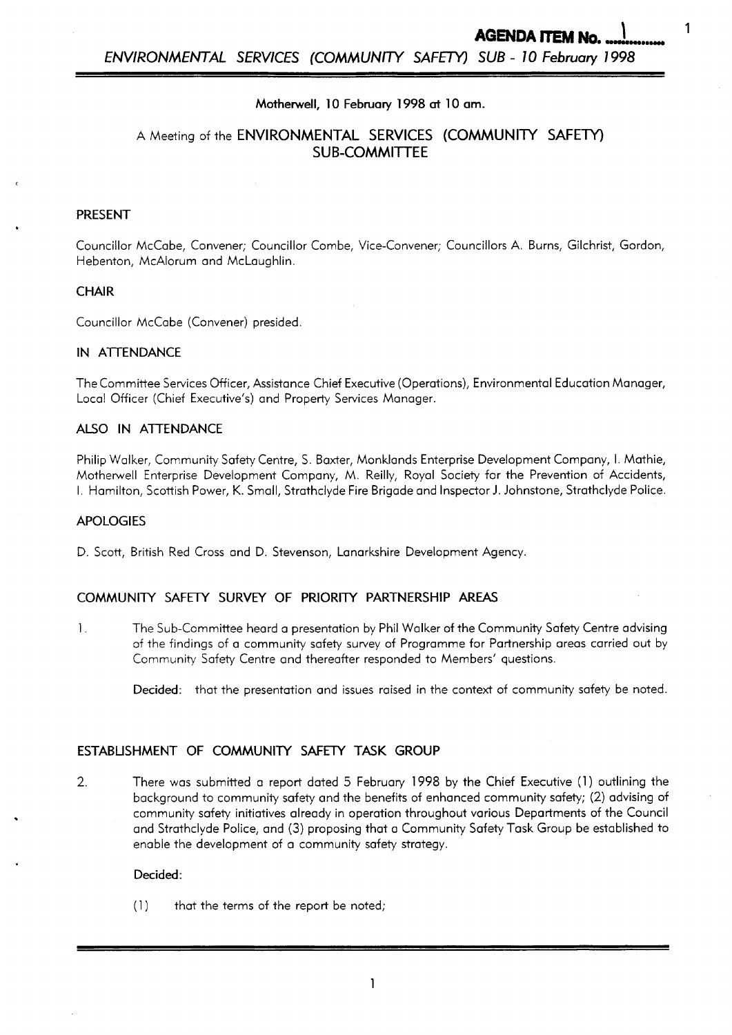**AGENDA ITEM No. 1**

Motherwell, 10 February 1998 at 10 am.

# A Meeting of the ENVIRONMENTAL SERVICES (COMMUNITY SAFETY) SUB-COMMITTEE

## PRESENT

Councillor McCabe, Convener; Councillor Combe, Vice-Convener; Councillors A. Burns, Gilchrist, Gordon, Hebenton, McAlorum and McLaughlin.

## CHAIR

Councillor McCabe (Convener) presided.

## IN ATTENDANCE

The Committee Services Officer, Assistance Chief Executive (Operations), Environmental Education Manager, Local Officer (Chief Executive's) and Property Services Manager.

## ALSO IN ATTENDANCE

Philip Walker, Community Safety Centre, S. Baxter, Monklands Enterprise Development Company, I. Mathie, Motherwell Enterprise Development Company, M. Reilly, Royal Society for the Prevention of Accidents, I. Hamilton, Scottish Power, K. Small, Strathclyde Fire Brigade and Inspector J. Johnstone, Strathclyde Police.

## APOLOGIES

D. Scott, British Red Cross and D. Stevenson, Lanarkshire Development Agency.

## COMMUNITY SAFETY SURVEY OF PRIORITY PARTNERSHIP AREAS

1. The Sub-Committee heard a presentation by Phil Walker of the Community Safety Centre advising of the findings of a community safety survey of Programme for Partnership areas carried out by Community Safety Centre and thereafter responded to Members' questions.

   **Decided:** that the presentation and issues raised in the context of community safety be noted.

## ESTABLISHMENT OF COMMUNITY SAFETY TASK GROUP

2. There was submitted a report dated 5 February 1998 by the Chief Executive (1) outlining the background to community safety and the benefits of enhanced community safety; (2) advising of community safety initiatives already in operation throughout various Departments of the Council and Strathclyde Police, and (3) proposing that a Community Safety Task Group be established to enable the development of a community safety strategy.

   **Decided:**

   (1) that the terms of the report be noted;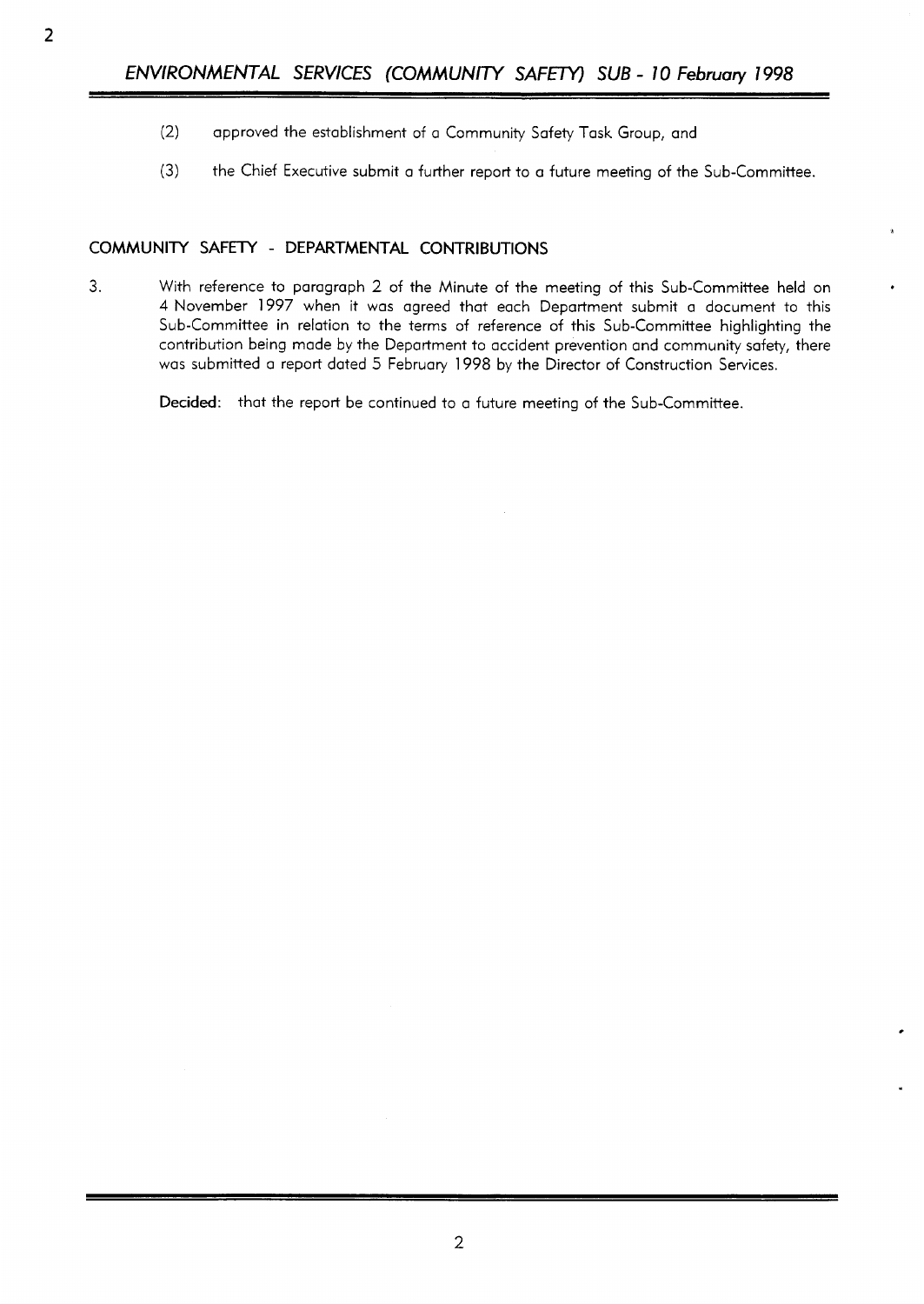(2) approved the establishment of a Community Safety Task Group, and

(3) the Chief Executive submit a further report to a future meeting of the Sub-Committee.

## COMMUNITY SAFETY - DEPARTMENTAL CONTRIBUTIONS

3. With reference to paragraph 2 of the Minute of the meeting of this Sub-Committee held on 4 November 1997 when it was agreed that each Department submit a document to this Sub-Committee in relation to the terms of reference of this Sub-Committee highlighting the contribution being made by the Department to accident prevention and community safety, there was submitted a report dated 5 February 1998 by the Director of Construction Services.

**Decided:** that the report be continued to a future meeting of the Sub-Committee.